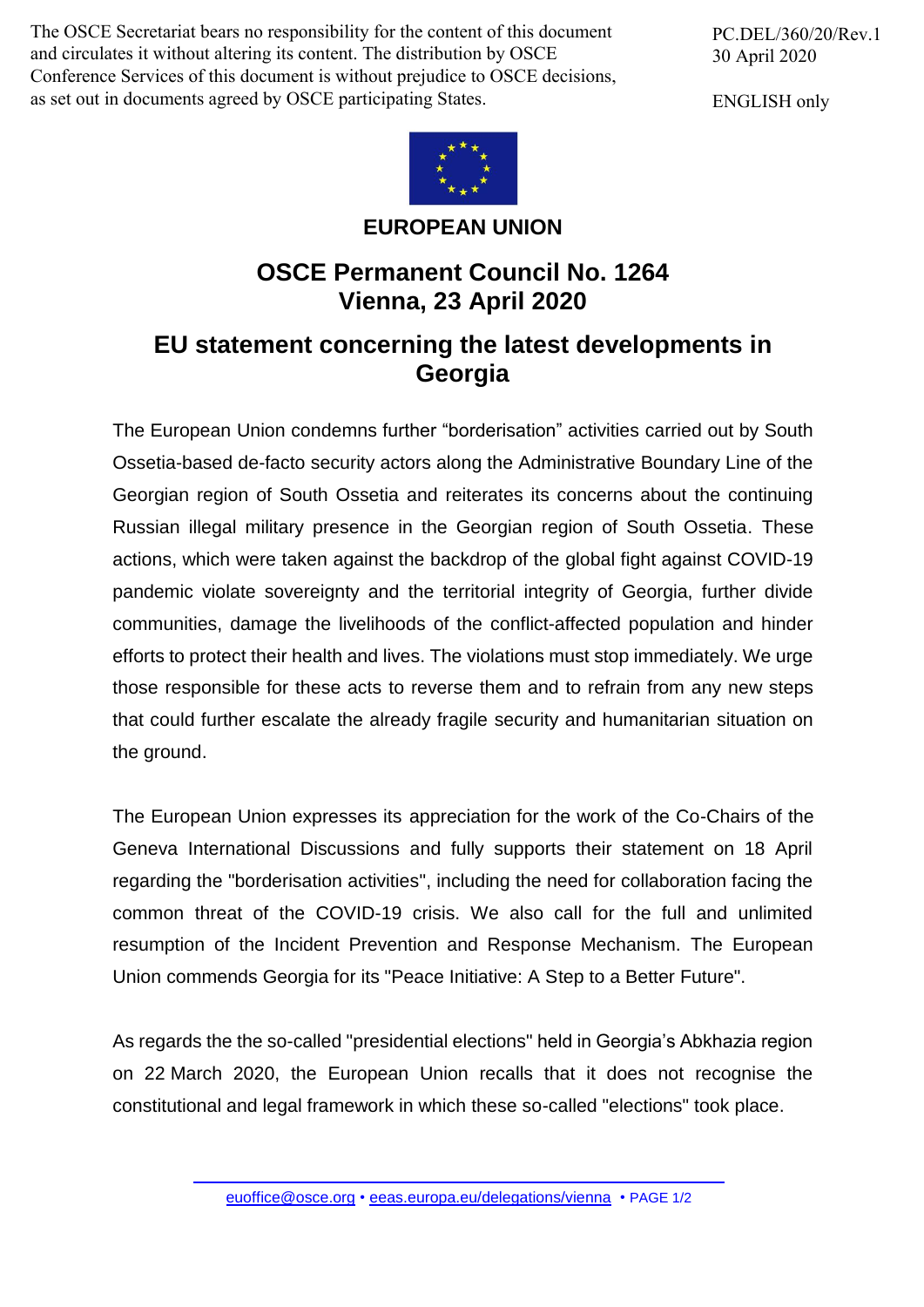The OSCE Secretariat bears no responsibility for the content of this document and circulates it without altering its content. The distribution by OSCE Conference Services of this document is without prejudice to OSCE decisions, as set out in documents agreed by OSCE participating States.

PC.DEL/360/20/Rev.1
30 April 2020

ENGLISH only

**EUROPEAN UNION**

# OSCE Permanent Council No. 1264
# Vienna, 23 April 2020

## EU statement concerning the latest developments in Georgia

The European Union condemns further "borderisation" activities carried out by South Ossetia-based de-facto security actors along the Administrative Boundary Line of the Georgian region of South Ossetia and reiterates its concerns about the continuing Russian illegal military presence in the Georgian region of South Ossetia. These actions, which were taken against the backdrop of the global fight against COVID-19 pandemic violate sovereignty and the territorial integrity of Georgia, further divide communities, damage the livelihoods of the conflict-affected population and hinder efforts to protect their health and lives. The violations must stop immediately. We urge those responsible for these acts to reverse them and to refrain from any new steps that could further escalate the already fragile security and humanitarian situation on the ground.

The European Union expresses its appreciation for the work of the Co-Chairs of the Geneva International Discussions and fully supports their statement on 18 April regarding the "borderisation activities", including the need for collaboration facing the common threat of the COVID-19 crisis. We also call for the full and unlimited resumption of the Incident Prevention and Response Mechanism. The European Union commends Georgia for its "Peace Initiative: A Step to a Better Future".

As regards the the so-called "presidential elections" held in Georgia's Abkhazia region on 22 March 2020, the European Union recalls that it does not recognise the constitutional and legal framework in which these so-called "elections" took place.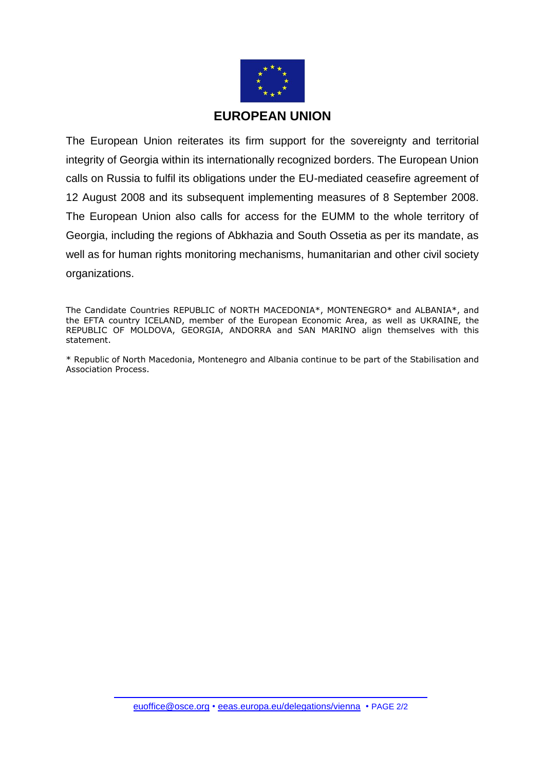# EUROPEAN UNION

The European Union reiterates its firm support for the sovereignty and territorial integrity of Georgia within its internationally recognized borders. The European Union calls on Russia to fulfil its obligations under the EU-mediated ceasefire agreement of 12 August 2008 and its subsequent implementing measures of 8 September 2008. The European Union also calls for access for the EUMM to the whole territory of Georgia, including the regions of Abkhazia and South Ossetia as per its mandate, as well as for human rights monitoring mechanisms, humanitarian and other civil society organizations.

The Candidate Countries REPUBLIC of NORTH MACEDONIA*, MONTENEGRO* and ALBANIA*, and the EFTA country ICELAND, member of the European Economic Area, as well as UKRAINE, the REPUBLIC OF MOLDOVA, GEORGIA, ANDORRA and SAN MARINO align themselves with this statement.

* Republic of North Macedonia, Montenegro and Albania continue to be part of the Stabilisation and Association Process.